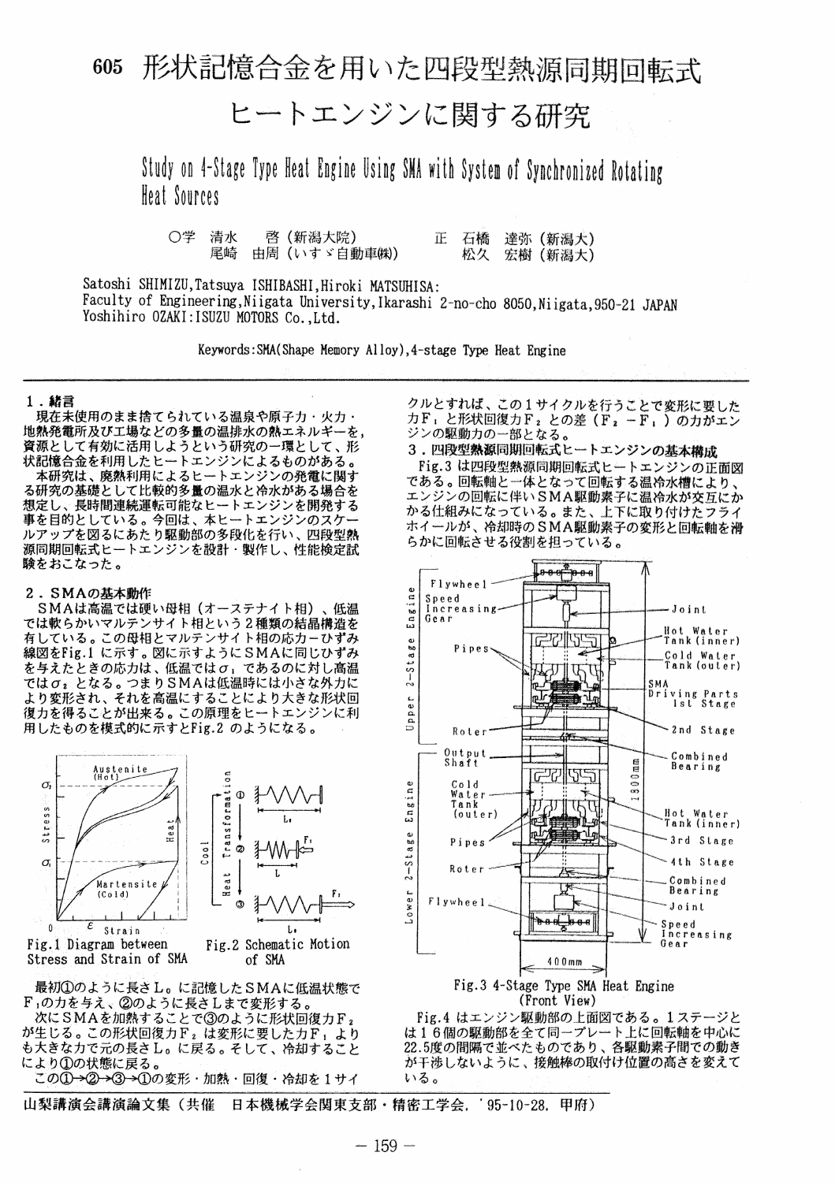# 605 形状記憶合金を用いた四段型熱源同期回転式ヒートエンジンに関する研究

## Study on 4-Stage Type Heat Engine Using SMA with System of Synchronized Rotating Heat Sources

○学 清水 啓（新潟大院） 正 石橋 達弥（新潟大）
尾崎 由周（いすゞ自動車㈱） 松久 宏樹（新潟大）

Satoshi SHIMIZU, Tatsuya ISHIBASHI, Hiroki MATSUHISA:
Faculty of Engineering, Niigata University, Ikarashi 2-no-cho 8050, Niigata, 950-21 JAPAN
Yoshihiro OZAKI: ISUZU MOTORS Co., Ltd.

Keywords: SMA(Shape Memory Alloy), 4-stage Type Heat Engine

### 1．緒言

現在未使用のまま捨てられている温泉や原子力・火力・地熱発電所及び工場などの多量の温排水の熱エネルギーを，資源として有効に活用しようという研究の一環として，形状記憶合金を利用したヒートエンジンによるものがある。

本研究は，廃熱利用によるヒートエンジンの発電に関する研究の基礎として比較的多量の温水と冷水がある場合を想定し，長時間連続運転可能なヒートエンジンを開発する事を目的としている。今回は，本ヒートエンジンのスケールアップを図るにあたり駆動部の多段化を行い，四段型熱源同期回転式ヒートエンジンを設計・製作し，性能検定試験をおこなった。

### 2．SMAの基本動作

SMAは高温では硬い母相（オーステナイト相），低温では軟らかいマルテンサイト相という２種類の結晶構造を有している。この母相とマルテンサイト相の応力－ひずみ線図をFig.1 に示す。図に示すようにSMAに同じひずみを与えたときの応力は，低温では$\sigma_1$ であるのに対し高温では$\sigma_2$ となる。つまりSMAは低温時には小さな外力により変形され，それを高温にすることにより大きな形状回復力を得ることが出来る。この原理をヒートエンジンに利用したものを模式的に示すとFig.2 のようになる。

Fig.1 Diagram between Stress and Strain of SMA

Fig.2 Schematic Motion of SMA

最初①のように長さ$L_0$ に記憶したSMAに低温状態で$F_1$の力を与え，②のように長さLまで変形する。

次にSMAを加熱することで③のように形状回復力$F_2$が生じる。この形状回復力$F_2$ は変形に要した力$F_1$ よりも大きな力で元の長さ$L_0$ に戻る。そして，冷却することにより①の状態に戻る。

この①→②→③→①の変形・加熱・回復・冷却を１サイクルとすれば，この１サイクルを行うことで変形に要した力$F_1$ と形状回復力$F_2$ との差（$F_2$ －$F_1$ ）の力がエンジンの駆動力の一部となる。

### 3．四段型熱源同期回転式ヒートエンジンの基本構成

Fig.3 は四段型熱源同期回転式ヒートエンジンの正面図である。回転軸と一体となって回転する温冷水槽により，エンジンの回転に伴いSMA駆動素子に温冷水が交互にかかる仕組みになっている。また，上下に取り付けたフライホイールが，冷却時のSMA駆動素子の変形と回転軸を滑らかに回転させる役割を担っている。

Fig.3 4-Stage Type SMA Heat Engine (Front View)

Fig.4 はエンジン駆動部の上面図である。１ステージとは１６個の駆動部を全て同一プレート上に回転軸を中心に22.5度の間隔で並べたものであり，各駆動素子間での動きが干渉しないように，接触棒の取付け位置の高さを変えている。

山梨講演会講演論文集（共催 日本機械学会関東支部・精密工学会，'95-10-28，甲府）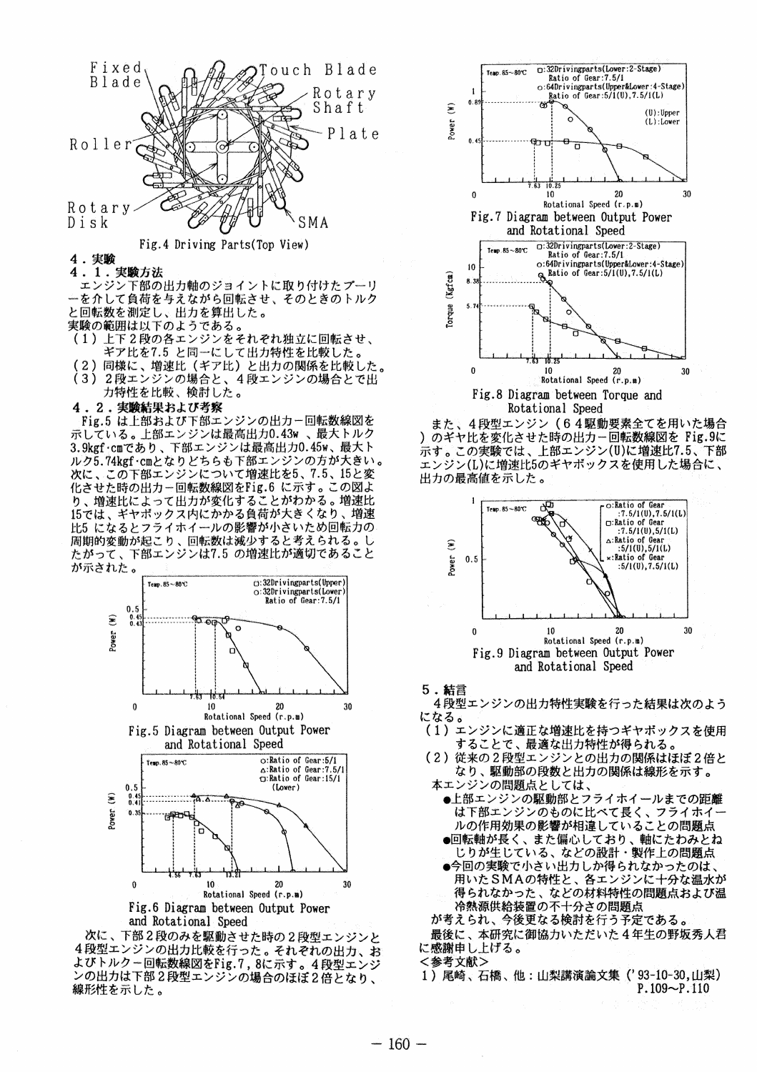Fixed Blade
Touch Blade
Rotary Shaft
Plate
Roller
Rotary Disk
SMA

Fig.4 Driving Parts(Top View)

## 4．実験

### 4．1．実験方法

エンジン下部の出力軸のジョイントに取り付けたプーリーを介して負荷を与えながら回転させ、そのときのトルクと回転数を測定し、出力を算出した。

実験の範囲は以下のようである。

（1）上下2段の各エンジンをそれぞれ独立に回転させ、ギア比を7.5 と同一にして出力特性を比較した。
（2）同様に、増速比（ギア比）と出力の関係を比較した。
（3）2段エンジンの場合と、4段エンジンの場合とで出力特性を比較、検討した。

### 4．2．実験結果および考察

Fig.5 は上部および下部エンジンの出力－回転数線図を示している。上部エンジンは最高出力0.43w 、最大トルク3.9kgf·cmであり、下部エンジンは最高出力0.45w、最大トルク5.74kgf·cmとなりどちらも下部エンジンの方が大きい。次に、この下部エンジンについて増速比を5、7.5、15と変化させた時の出力－回転数線図をFig.6 に示す。この図より、増速比によって出力が変化することがわかる。増速比15では、ギヤボックス内にかかる負荷が大きくなり、増速比5 になるとフライホイールの影響が小さいため回転力の周期的変動が起こり、回転数は減少すると考えられる。したがって、下部エンジンは7.5 の増速比が適切であることが示された。

Temp.85～80℃
□:32Drivingparts(Upper)
○:32Drivingparts(Lower)
Ratio of Gear:7.5/1
Power (W)
0.5
0.45
0.43
0
7.63
10.54
10
20
30
Rotational Speed (r.p.m)

Fig.5 Diagram between Output Power and Rotational Speed

Temp.85～80℃
○:Ratio of Gear:5/1
△:Ratio of Gear:7.5/1
□:Ratio of Gear:15/1
(Lower)
Power (W)
0.5
0.45
0.41
0.35
0
4.56
7.63
13.21
10
20
30
Rotational Speed (r.p.m)

Fig.6 Diagram between Output Power and Rotational Speed

次に、下部2段のみを駆動させた時の2段型エンジンと4段型エンジンの出力比較を行った。それぞれの出力、およびトルク－回転数線図をFig.7，8に示す。4段型エンジンの出力は下部2段型エンジンの場合のほぼ2倍となり、線形性を示した。

Temp.85～80℃
□:32Drivingparts(Lower:2-Stage)
Ratio of Gear:7.5/1
○:64Drivingparts(Upper&Lower:4-Stage)
Ratio of Gear:5/1(U),7.5/1(L)
(U):Upper
(L):Lower
Power (W)
1
0.89
0.45
0
7.63
10.25
10
20
30
Rotational Speed (r.p.m)

Fig.7 Diagram between Output Power and Rotational Speed

Temp.85～80℃
□:32Drivingparts(Lower:2-Stage)
Ratio of Gear:7.5/1
○:64Drivingparts(Upper&Lower:4-Stage)
Ratio of Gear:5/1(U),7.5/1(L)
Torque (Kgfcm)
10
8.38
5.74
0
7.63
10.25
10
20
30
Rotational Speed (r.p.m)

Fig.8 Diagram between Torque and Rotational Speed

また、4段型エンジン（64駆動要素全てを用いた場合）のギヤ比を変化させた時の出力－回転数線図を Fig.9に示す。この実験では、上部エンジン(U)に増速比7.5、下部エンジン(L)に増速比5のギヤボックスを使用した場合に、出力の最高値を示した。

Temp.85～80℃
○:Ratio of Gear :7.5/1(U),7.5/1(L)
□:Ratio of Gear :7.5/1(U),5/1(L)
△:Ratio of Gear :5/1(U),5/1(L)
×:Ratio of Gear :5/1(U),7.5/1(L)
Power (W)
1
0.5
0
10
20
30
Rotational Speed (r.p.m)

Fig.9 Diagram between Output Power and Rotational Speed

## 5．結言

4段型エンジンの出力特性実験を行った結果は次のようになる。

（1）エンジンに適正な増速比を持つギヤボックスを使用することで、最適な出力特性が得られる。
（2）従来の2段型エンジンとの出力の関係はほぼ2倍となり、駆動部の段数と出力の関係は線形を示す。

本エンジンの問題点としては、

- 上部エンジンの駆動部とフライホイールまでの距離は下部エンジンのものに比べて長く、フライホイールの作用効果の影響が相違していることの問題点
- 回転軸が長く、また偏心しており、軸にたわみとねじりが生じている、などの設計・製作上の問題点
- 今回の実験で小さい出力しか得られなかったのは、用いたSMAの特性と、各エンジンに十分な温水が得られなかった、などの材料特性の問題点および温冷熱源供給装置の不十分さの問題点

が考えられ、今後更なる検討を行う予定である。

最後に、本研究に御協力いただいた4年生の野坂秀人君に感謝申し上げる。

＜参考文献＞

1）尾崎、石橋、他：山梨講演論文集（'93-10-30,山梨）P.109～P.110